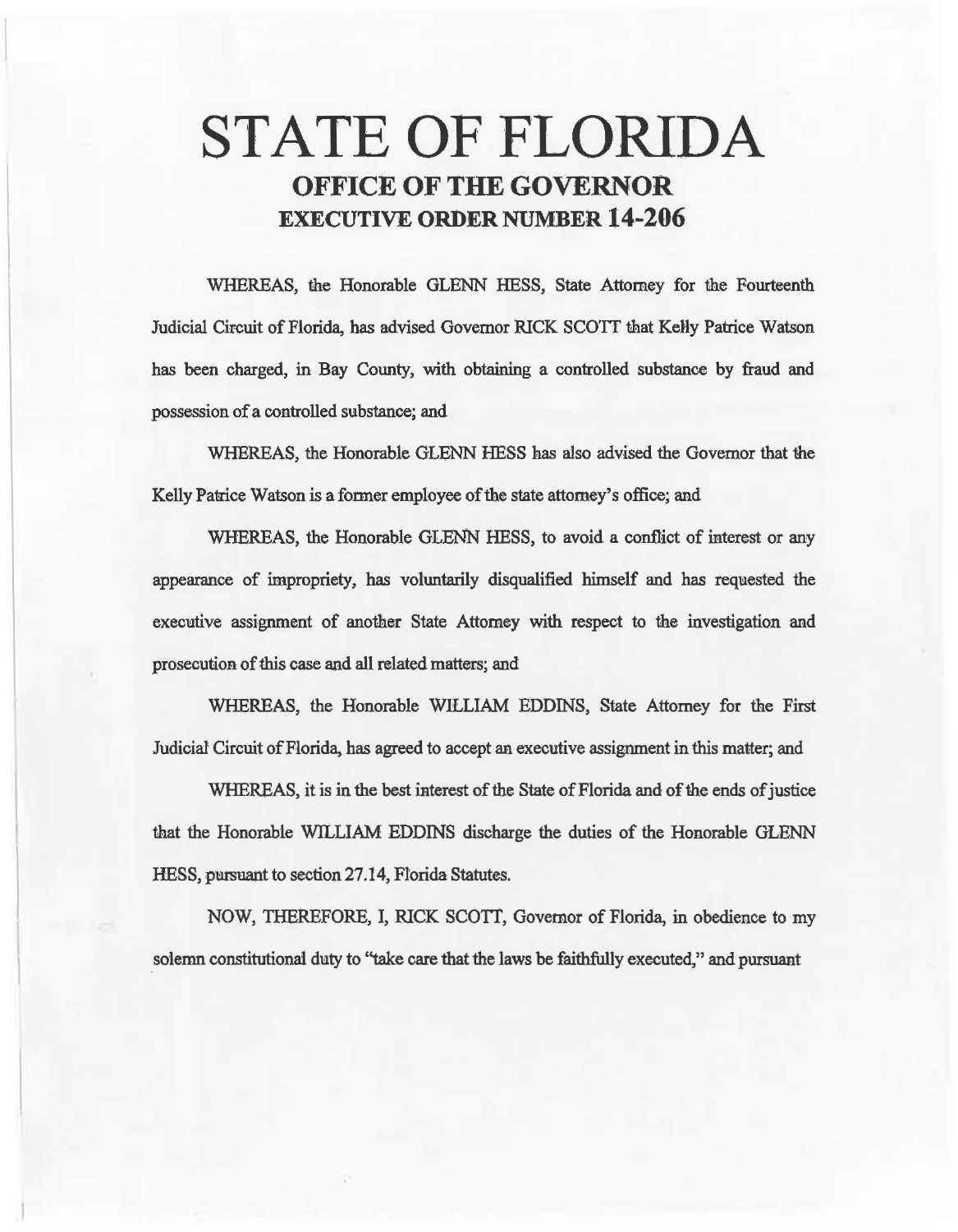# STATE OF FLORIDA
## OFFICE OF THE GOVERNOR
## EXECUTIVE ORDER NUMBER 14-206

WHEREAS, the Honorable GLENN HESS, State Attorney for the Fourteenth Judicial Circuit of Florida, has advised Governor RICK SCOTT that Kelly Patrice Watson has been charged, in Bay County, with obtaining a controlled substance by fraud and possession of a controlled substance; and

WHEREAS, the Honorable GLENN HESS has also advised the Governor that the Kelly Patrice Watson is a former employee of the state attorney's office; and

WHEREAS, the Honorable GLENN HESS, to avoid a conflict of interest or any appearance of impropriety, has voluntarily disqualified himself and has requested the executive assignment of another State Attorney with respect to the investigation and prosecution of this case and all related matters; and

WHEREAS, the Honorable WILLIAM EDDINS, State Attorney for the First Judicial Circuit of Florida, has agreed to accept an executive assignment in this matter; and

WHEREAS, it is in the best interest of the State of Florida and of the ends of justice that the Honorable WILLIAM EDDINS discharge the duties of the Honorable GLENN HESS, pursuant to section 27.14, Florida Statutes.

NOW, THEREFORE, I, RICK SCOTT, Governor of Florida, in obedience to my solemn constitutional duty to "take care that the laws be faithfully executed," and pursuant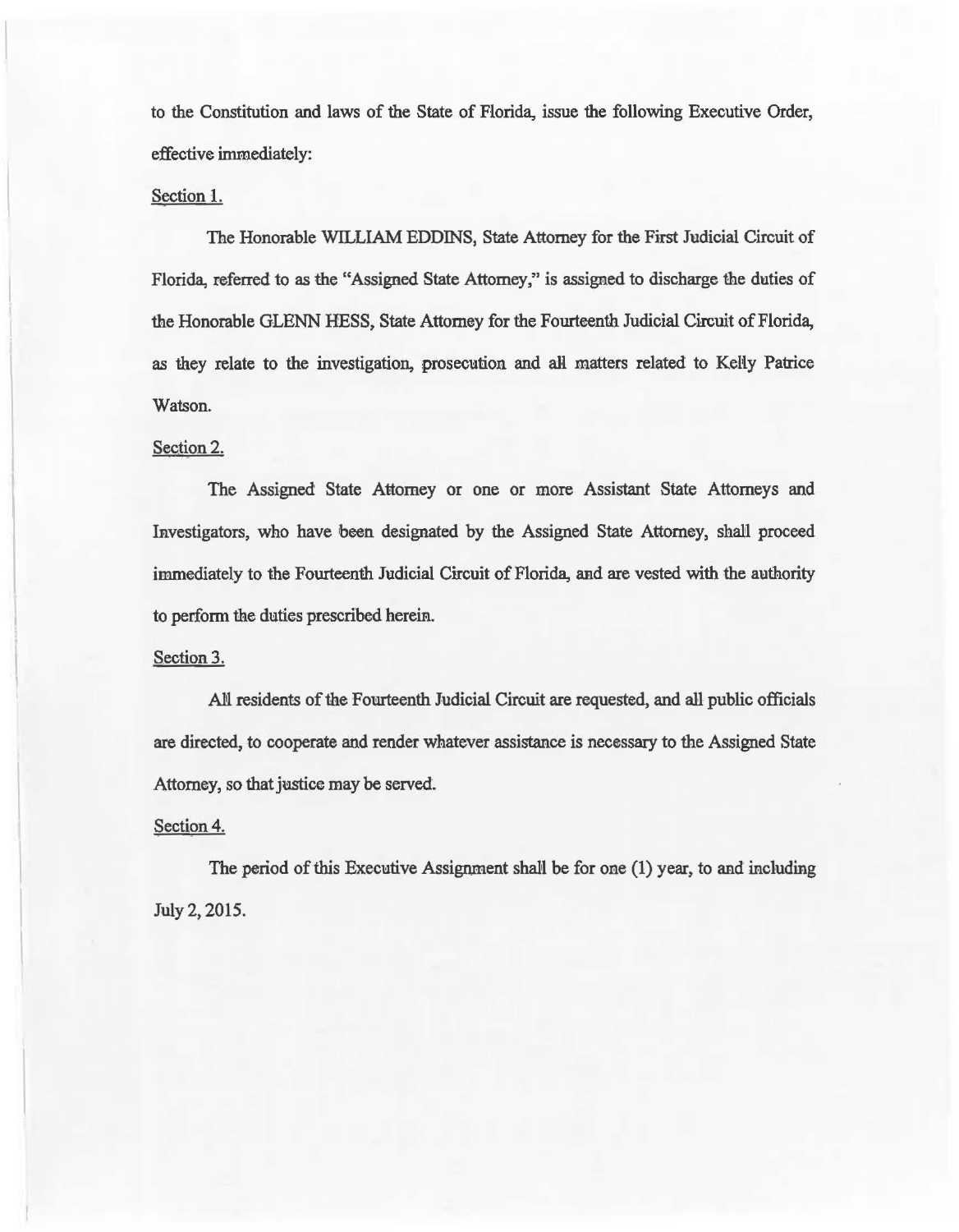to the Constitution and laws of the State of Florida, issue the following Executive Order, effective immediately:

Section 1.

The Honorable WILLIAM EDDINS, State Attorney for the First Judicial Circuit of Florida, referred to as the "Assigned State Attorney," is assigned to discharge the duties of the Honorable GLENN HESS, State Attorney for the Fourteenth Judicial Circuit of Florida, as they relate to the investigation, prosecution and all matters related to Kelly Patrice Watson.

Section 2.

The Assigned State Attorney or one or more Assistant State Attorneys and Investigators, who have been designated by the Assigned State Attorney, shall proceed immediately to the Fourteenth Judicial Circuit of Florida, and are vested with the authority to perform the duties prescribed herein.

Section 3.

All residents of the Fourteenth Judicial Circuit are requested, and all public officials are directed, to cooperate and render whatever assistance is necessary to the Assigned State Attorney, so that justice may be served.

Section 4.

The period of this Executive Assignment shall be for one (1) year, to and including July 2, 2015.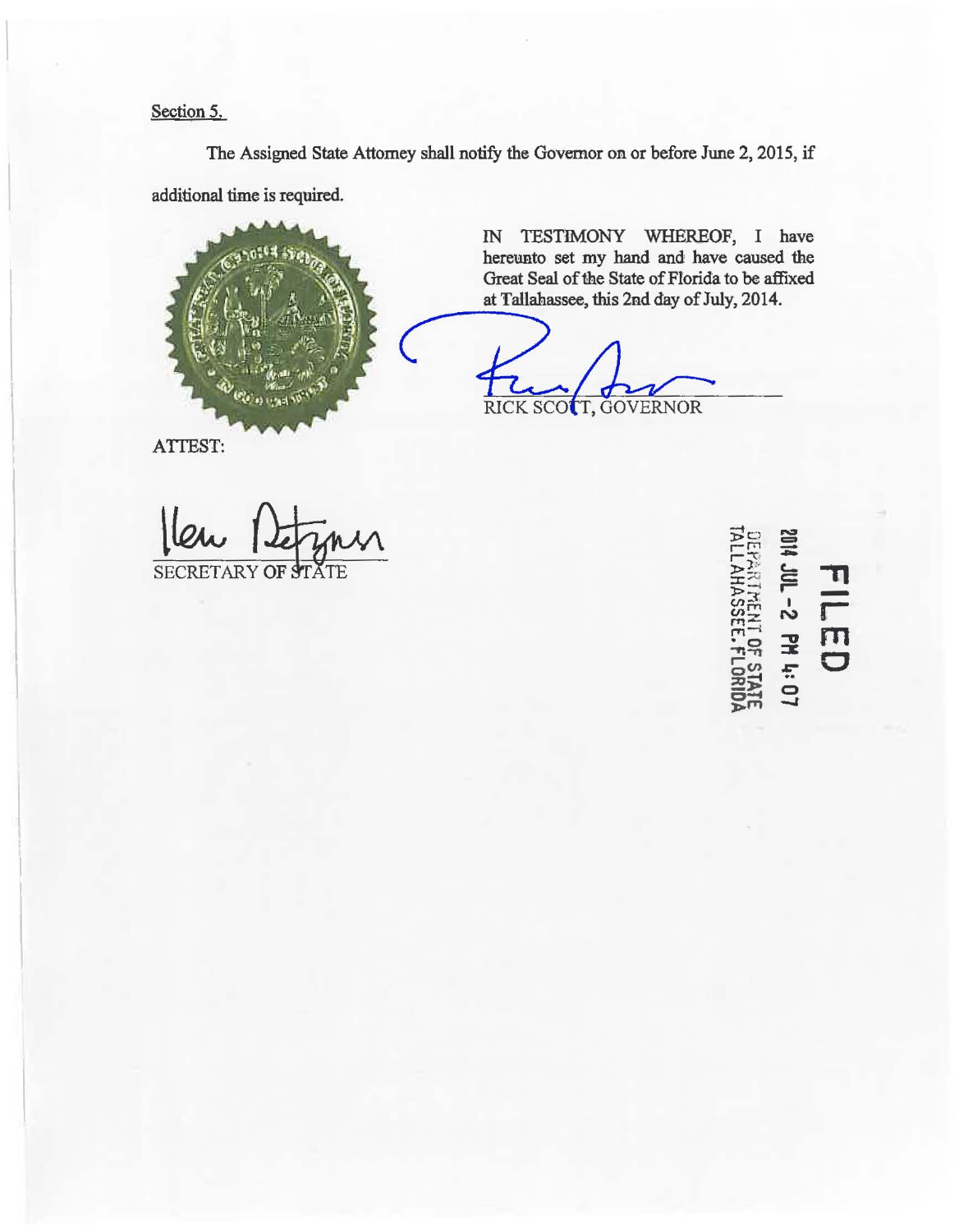Section 5.

The Assigned State Attorney shall notify the Governor on or before June 2, 2015, if additional time is required.

IN TESTIMONY WHEREOF, I have hereunto set my hand and have caused the Great Seal of the State of Florida to be affixed at Tallahassee, this 2nd day of July, 2014.

RICK SCOTT, GOVERNOR

ATTEST:

SECRETARY OF STATE

FILED

2014 JUL -2 PM 4:07

DEPARTMENT OF STATE
TALLAHASSEE, FLORIDA